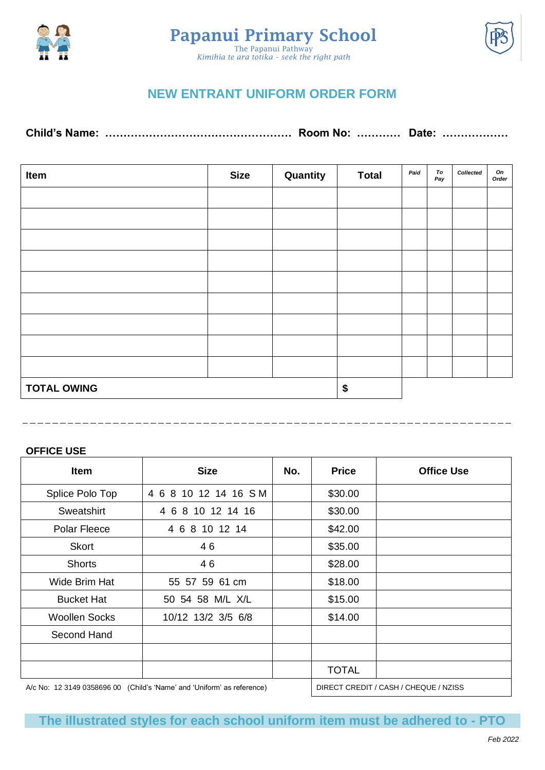# Papanui Primary School

The Papanui Pathway

*Kimihia te ara totika – seek the right path*

## NEW ENTRANT UNIFORM ORDER FORM

**Child's Name: …………………………………………… Room No: ………… Date: ………………**

| Item | Size | Quantity | Total | *Paid* | *To Pay* | *Collected* | *On Order* |
|---|---|---|---|---|---|---|---|
| | | | | | | | |
| | | | | | | | |
| | | | | | | | |
| | | | | | | | |
| | | | | | | | |
| | | | | | | | |
| | | | | | | | |
| | | | | | | | |
| | | | | | | | |
| **TOTAL OWING** | | | **$** | | | | |

**OFFICE USE**

| Item | Size | No. | Price | Office Use |
|---|---|---|---|---|
| Splice Polo Top | 4 6 8 10 12 14 16 S M | | $30.00 | |
| Sweatshirt | 4 6 8 10 12 14 16 | | $30.00 | |
| Polar Fleece | 4 6 8 10 12 14 | | $42.00 | |
| Skort | 4 6 | | $35.00 | |
| Shorts | 4 6 | | $28.00 | |
| Wide Brim Hat | 55 57 59 61 cm | | $18.00 | |
| Bucket Hat | 50 54 58 M/L X/L | | $15.00 | |
| Woollen Socks | 10/12 13/2 3/5 6/8 | | $14.00 | |
| Second Hand | | | | |
| | | | | |
| | | | TOTAL | |
| A/c No: 12 3149 0358696 00 (Child's 'Name' and 'Uniform' as reference) | | | DIRECT CREDIT / CASH / CHEQUE / NZISS | |

**The illustrated styles for each school uniform item must be adhered to - PTO**

*Feb 2022*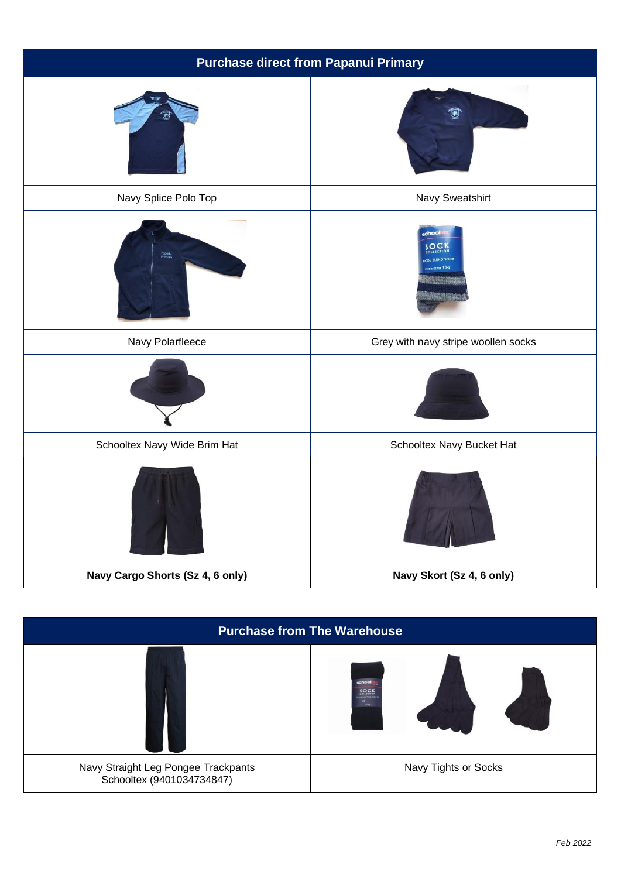| Purchase direct from Papanui Primary | |
|---|---|
| Navy Splice Polo Top | Navy Sweatshirt |
| Navy Polarfleece | Grey with navy stripe woollen socks |
| Schooltex Navy Wide Brim Hat | Schooltex Navy Bucket Hat |
| **Navy Cargo Shorts (Sz 4, 6 only)** | **Navy Skort (Sz 4, 6 only)** |

| Purchase from The Warehouse | |
|---|---|
| Navy Straight Leg Pongee Trackpants Schooltex (9401034734847) | Navy Tights or Socks |

*Feb 2022*